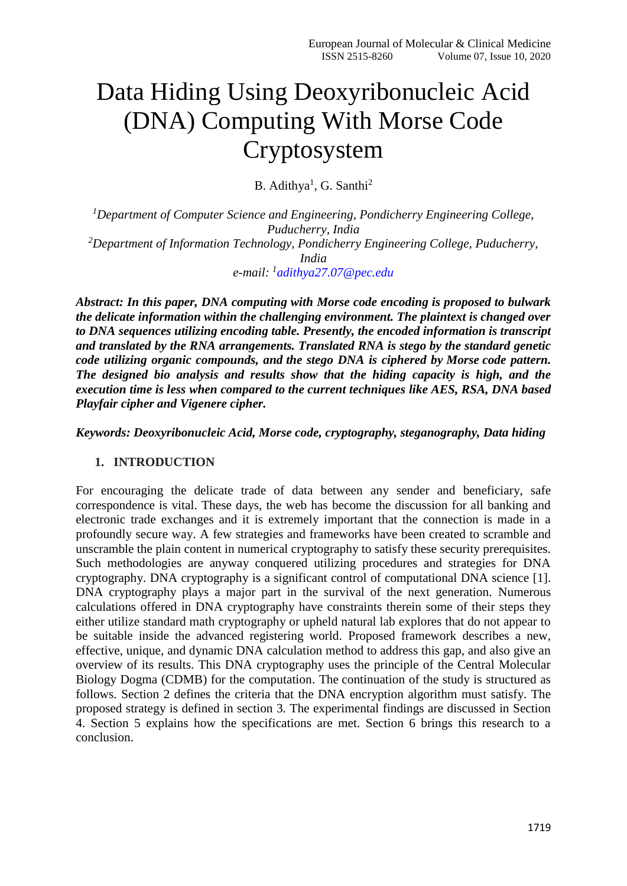# Data Hiding Using Deoxyribonucleic Acid (DNA) Computing With Morse Code Cryptosystem

B. Adithya[1], G. Santhi[2]

*[1]Department of Computer Science and Engineering, Pondicherry Engineering College, Puducherry, India*
*[2]Department of Information Technology, Pondicherry Engineering College, Puducherry, India*
*e-mail: [1]adithya27.07@pec.edu*

***Abstract: In this paper, DNA computing with Morse code encoding is proposed to bulwark the delicate information within the challenging environment. The plaintext is changed over to DNA sequences utilizing encoding table. Presently, the encoded information is transcript and translated by the RNA arrangements. Translated RNA is stego by the standard genetic code utilizing organic compounds, and the stego DNA is ciphered by Morse code pattern. The designed bio analysis and results show that the hiding capacity is high, and the execution time is less when compared to the current techniques like AES, RSA, DNA based Playfair cipher and Vigenere cipher.***

***Keywords: Deoxyribonucleic Acid, Morse code, cryptography, steganography, Data hiding***

## 1. INTRODUCTION

For encouraging the delicate trade of data between any sender and beneficiary, safe correspondence is vital. These days, the web has become the discussion for all banking and electronic trade exchanges and it is extremely important that the connection is made in a profoundly secure way. A few strategies and frameworks have been created to scramble and unscramble the plain content in numerical cryptography to satisfy these security prerequisites. Such methodologies are anyway conquered utilizing procedures and strategies for DNA cryptography. DNA cryptography is a significant control of computational DNA science [1]. DNA cryptography plays a major part in the survival of the next generation. Numerous calculations offered in DNA cryptography have constraints therein some of their steps they either utilize standard math cryptography or upheld natural lab explores that do not appear to be suitable inside the advanced registering world. Proposed framework describes a new, effective, unique, and dynamic DNA calculation method to address this gap, and also give an overview of its results. This DNA cryptography uses the principle of the Central Molecular Biology Dogma (CDMB) for the computation. The continuation of the study is structured as follows. Section 2 defines the criteria that the DNA encryption algorithm must satisfy. The proposed strategy is defined in section 3. The experimental findings are discussed in Section 4. Section 5 explains how the specifications are met. Section 6 brings this research to a conclusion.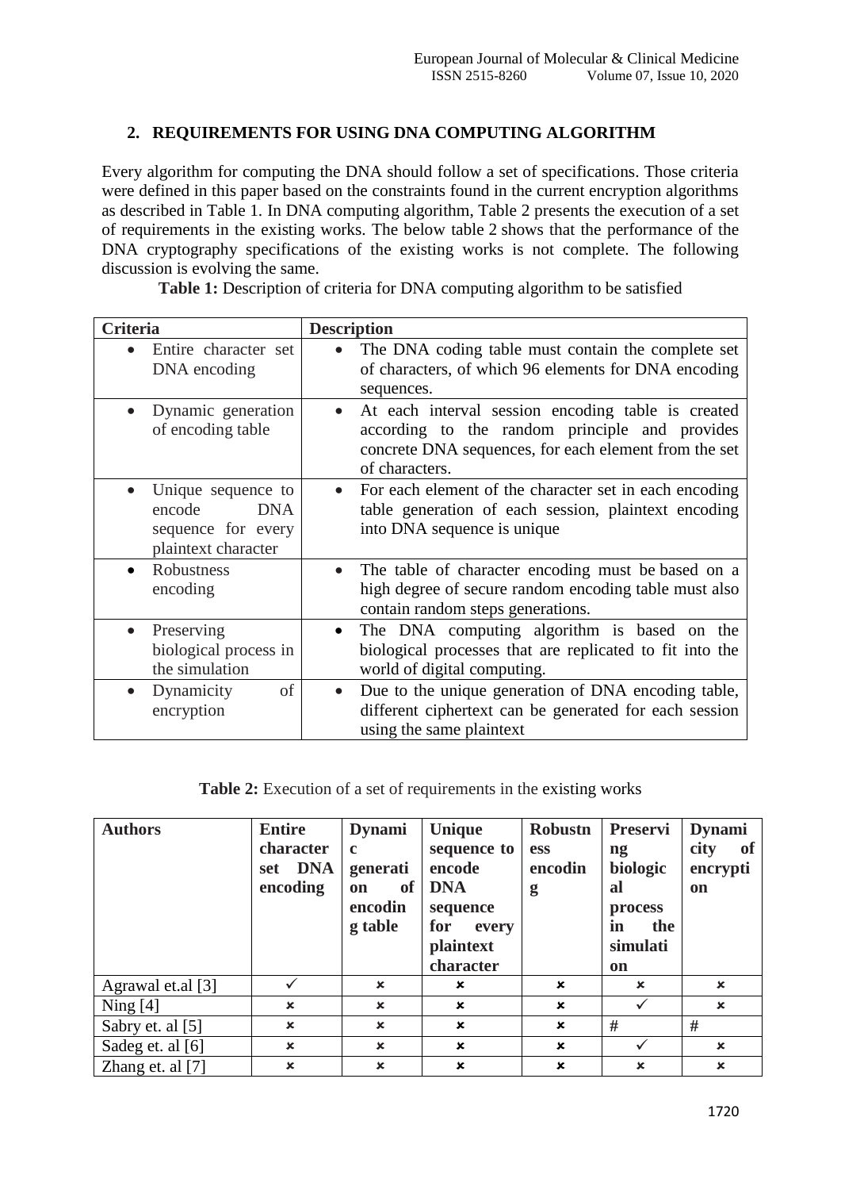## 2. REQUIREMENTS FOR USING DNA COMPUTING ALGORITHM

Every algorithm for computing the DNA should follow a set of specifications. Those criteria were defined in this paper based on the constraints found in the current encryption algorithms as described in Table 1. In DNA computing algorithm, Table 2 presents the execution of a set of requirements in the existing works. The below table 2 shows that the performance of the DNA cryptography specifications of the existing works is not complete. The following discussion is evolving the same.

**Table 1:** Description of criteria for DNA computing algorithm to be satisfied

| Criteria | Description |
|---|---|
| • Entire character set DNA encoding | • The DNA coding table must contain the complete set of characters, of which 96 elements for DNA encoding sequences. |
| • Dynamic generation of encoding table | • At each interval session encoding table is created according to the random principle and provides concrete DNA sequences, for each element from the set of characters. |
| • Unique sequence to encode DNA sequence for every plaintext character | • For each element of the character set in each encoding table generation of each session, plaintext encoding into DNA sequence is unique |
| • Robustness encoding | • The table of character encoding must be based on a high degree of secure random encoding table must also contain random steps generations. |
| • Preserving biological process in the simulation | • The DNA computing algorithm is based on the biological processes that are replicated to fit into the world of digital computing. |
| • Dynamicity of encryption | • Due to the unique generation of DNA encoding table, different ciphertext can be generated for each session using the same plaintext |

**Table 2:** Execution of a set of requirements in the existing works

| Authors | Entire character set DNA encoding | Dynamic generation of encoding table | Unique sequence to encode DNA sequence for every plaintext character | Robustness encoding | Preserving biological process in the simulation | Dynamicity of encryption |
|---|---|---|---|---|---|---|
| Agrawal et.al [3] | ✓ | × | × | × | × | × |
| Ning [4] | × | × | × | × | ✓ | × |
| Sabry et. al [5] | × | × | × | × | # | # |
| Sadeg et. al [6] | × | × | × | × | ✓ | × |
| Zhang et. al [7] | × | × | × | × | × | × |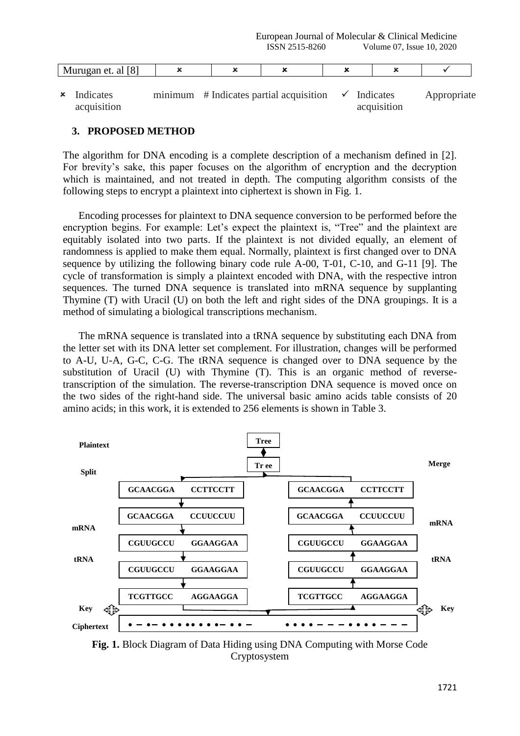| Murugan et. al [8] | ✗ | ✗ | ✗ | ✗ | ✗ | ✓ |
|---|---|---|---|---|---|---|

✗ Indicates minimum acquisition # Indicates partial acquisition ✓ Indicates Appropriate acquisition

## 3. PROPOSED METHOD

The algorithm for DNA encoding is a complete description of a mechanism defined in [2]. For brevity's sake, this paper focuses on the algorithm of encryption and the decryption which is maintained, and not treated in depth. The computing algorithm consists of the following steps to encrypt a plaintext into ciphertext is shown in Fig. 1.

Encoding processes for plaintext to DNA sequence conversion to be performed before the encryption begins. For example: Let's expect the plaintext is, "Tree" and the plaintext are equitably isolated into two parts. If the plaintext is not divided equally, an element of randomness is applied to make them equal. Normally, plaintext is first changed over to DNA sequence by utilizing the following binary code rule A-00, T-01, C-10, and G-11 [9]. The cycle of transformation is simply a plaintext encoded with DNA, with the respective intron sequences. The turned DNA sequence is translated into mRNA sequence by supplanting Thymine (T) with Uracil (U) on both the left and right sides of the DNA groupings. It is a method of simulating a biological transcriptions mechanism.

The mRNA sequence is translated into a tRNA sequence by substituting each DNA from the letter set with its DNA letter set complement. For illustration, changes will be performed to A-U, U-A, G-C, C-G. The tRNA sequence is changed over to DNA sequence by the substitution of Uracil (U) with Thymine (T). This is an organic method of reverse-transcription of the simulation. The reverse-transcription DNA sequence is moved once on the two sides of the right-hand side. The universal basic amino acids table consists of 20 amino acids; in this work, it is extended to 256 elements is shown in Table 3.

**Fig. 1.** Block Diagram of Data Hiding using DNA Computing with Morse Code Cryptosystem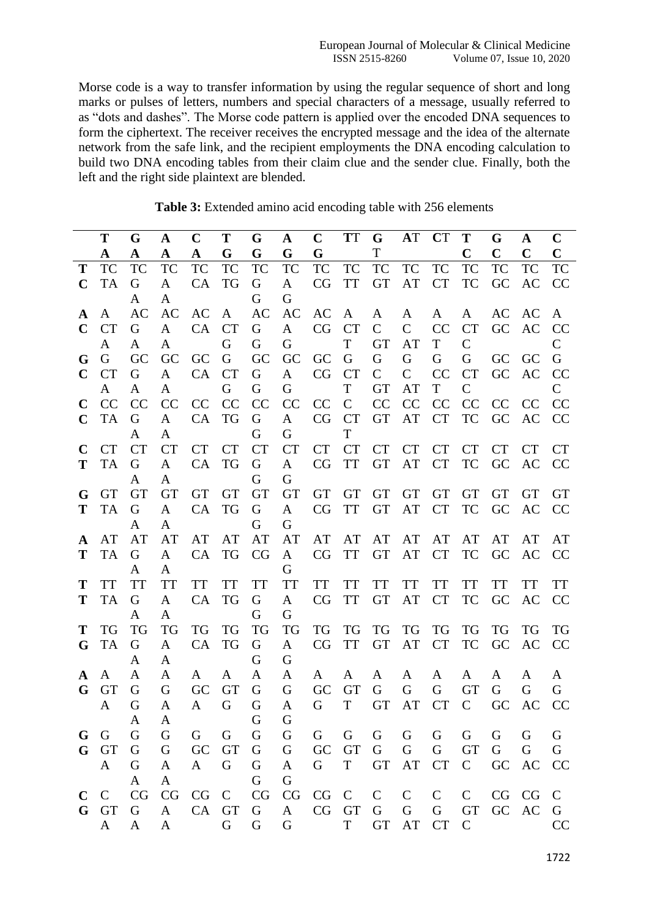Morse code is a way to transfer information by using the regular sequence of short and long marks or pulses of letters, numbers and special characters of a message, usually referred to as "dots and dashes". The Morse code pattern is applied over the encoded DNA sequences to form the ciphertext. The receiver receives the encrypted message and the idea of the alternate network from the safe link, and the recipient employments the DNA encoding calculation to build two DNA encoding tables from their claim clue and the sender clue. Finally, both the left and the right side plaintext are blended.

**Table 3:** Extended amino acid encoding table with 256 elements

| | **TA** | **GA** | **AA** | **CA** | **TG** | **GG** | **AG** | **CG** | **TT** | **GT** | **AT** | **CT** | **TC** | **GC** | **AC** | **CC** |
|---|---|---|---|---|---|---|---|---|---|---|---|---|---|---|---|---|
| **TC** | TC TA | TC GA | TC AA | TC CA | TC TG | TC GG | TC AG | TC CG | TC TT | TC GT | TC AT | TC CT | TC TC | TC GC | TC AC | TC CC |
| **AC** | A CTA | AC GA | AC AA | AC CA | A CTG | AC GG | AC AG | AC CG | A CTT | A CGT | A CAT | A CCT | A CTC | AC GC | AC AC | A CCC |
| **GC** | G CTA | GC GA | GC AA | GC CA | G CTG | GC GG | GC AG | GC CG | G CTT | G CGT | G CAT | G CCT | G CTC | GC GC | GC AC | G CCC |
| **CC** | CC TA | CC GA | CC AA | CC CA | CC TG | CC GG | CC AG | CC CG | C CTT | CC GT | CC AT | CC CT | CC TC | CC GC | CC AC | CC CC |
| **CT** | CT TA | CT GA | CT AA | CT CA | CT TG | CT GG | CT AG | CT CG | CT TT | CT GT | CT AT | CT CT | CT TC | CT GC | CT AC | CT CC |
| **GT** | GT TA | GT GA | GT AA | GT CA | GT TG | GT GG | GT AG | GT CG | GT TT | GT GT | GT AT | GT CT | GT TC | GT GC | GT AC | GT CC |
| **AT** | AT TA | AT GA | AT AA | AT CA | AT TG | AT CG | AT AG | AT CG | AT TT | AT GT | AT AT | AT CT | AT TC | AT GC | AT AC | AT CC |
| **TT** | TT TA | TT GA | TT AA | TT CA | TT TG | TT GG | TT AG | TT CG | TT TT | TT GT | TT AT | TT CT | TT TC | TT GC | TT AC | TT CC |
| **TG** | TG TA | TG GA | TG AA | TG CA | TG TG | TG GG | TG AG | TG CG | TG TT | TG GT | TG AT | TG CT | TG TC | TG GC | TG AC | TG CC |
| **AG** | A GTA | A GGA | A GAA | A GCA | A GTG | A GGG | A GAG | A GCG | A GTT | A GGT | A GAT | A GCT | A GTC | A GGC | A GAC | A GCC |
| **GG** | G GTA | G GGA | G GAA | G GCA | G GTG | G GGG | G GAG | G GCG | G GTT | G GGT | G GAT | G GCT | G GTC | G GGC | G GAC | G GCC |
| **CG** | C GTA | CG GA | CG AA | CG CA | C GTG | CG GG | CG AG | CG CG | C GTT | C GGT | C GAT | C GCT | C GTC | CG GC | CG AC | C GCC |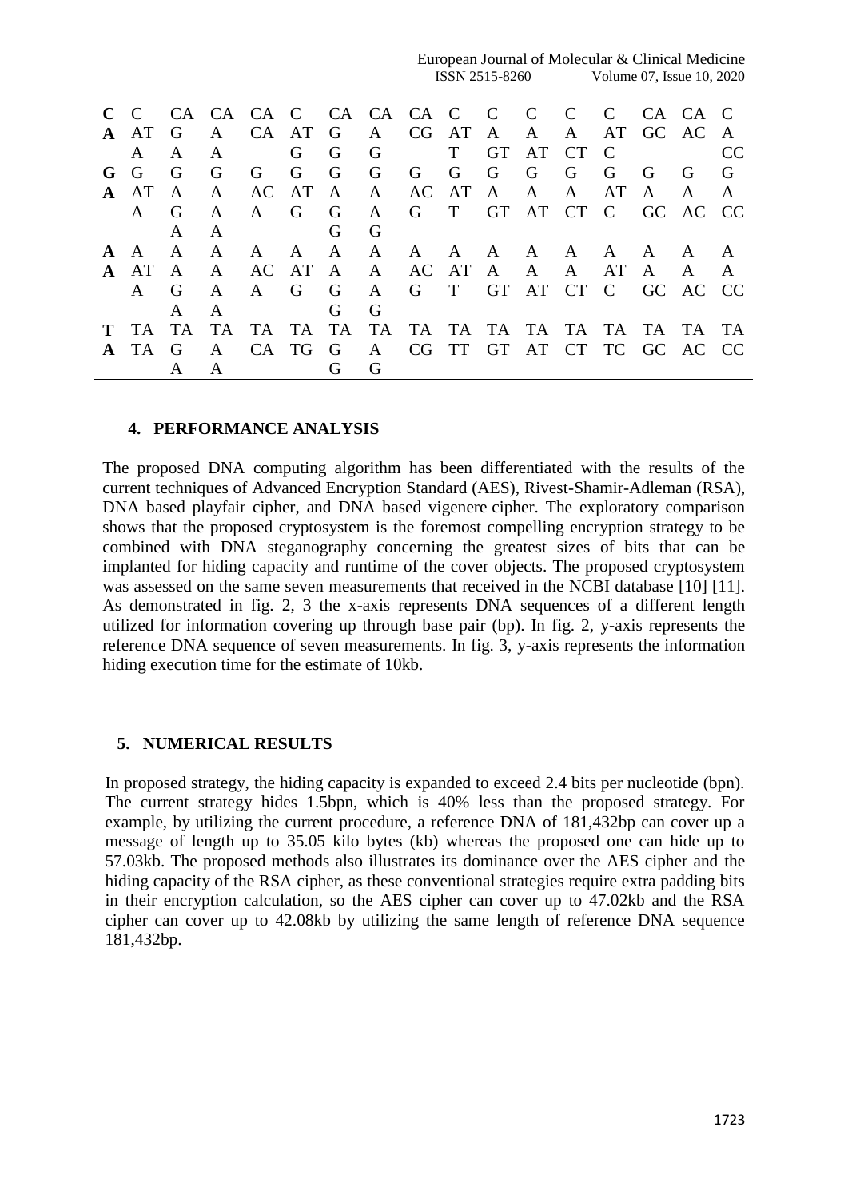| C | C | CA | CA | CA | C | CA | CA | CA | C | C | C | C | C | CA | CA | C |
|---|---|---|---|---|---|---|---|---|---|---|---|---|---|---|---|---|
| **A** | AT | G | A | CA | AT | G | A | CG | AT | A | A | A | AT | GC | AC | A |
| | A | A | A | | G | G | G | | T | GT | AT | CT | C | | | CC |
| **G** | G | G | G | G | G | G | G | G | G | G | G | G | G | G | G | G |
| **A** | AT | A | A | AC | AT | A | A | AC | AT | A | A | A | AT | A | A | A |
| | A | G | A | A | G | G | A | G | T | GT | AT | CT | C | GC | AC | CC |
| | | A | A | | | G | G | | | | | | | | | |
| **A** | A | A | A | A | A | A | A | A | A | A | A | A | A | A | A | A |
| **A** | AT | A | A | AC | AT | A | A | AC | AT | A | A | A | AT | A | A | A |
| | A | G | A | A | G | G | A | G | T | GT | AT | CT | C | GC | AC | CC |
| | | A | A | | | G | G | | | | | | | | | |
| **T** | TA | TA | TA | TA | TA | TA | TA | TA | TA | TA | TA | TA | TA | TA | TA | TA |
| **A** | TA | G | A | CA | TG | G | A | CG | TT | GT | AT | CT | TC | GC | AC | CC |
| | | A | A | | | G | G | | | | | | | | | |

## 4. PERFORMANCE ANALYSIS

The proposed DNA computing algorithm has been differentiated with the results of the current techniques of Advanced Encryption Standard (AES), Rivest-Shamir-Adleman (RSA), DNA based playfair cipher, and DNA based vigenere cipher. The exploratory comparison shows that the proposed cryptosystem is the foremost compelling encryption strategy to be combined with DNA steganography concerning the greatest sizes of bits that can be implanted for hiding capacity and runtime of the cover objects. The proposed cryptosystem was assessed on the same seven measurements that received in the NCBI database [10] [11]. As demonstrated in fig. 2, 3 the x-axis represents DNA sequences of a different length utilized for information covering up through base pair (bp). In fig. 2, y-axis represents the reference DNA sequence of seven measurements. In fig. 3, y-axis represents the information hiding execution time for the estimate of 10kb.

## 5. NUMERICAL RESULTS

In proposed strategy, the hiding capacity is expanded to exceed 2.4 bits per nucleotide (bpn). The current strategy hides 1.5bpn, which is 40% less than the proposed strategy. For example, by utilizing the current procedure, a reference DNA of 181,432bp can cover up a message of length up to 35.05 kilo bytes (kb) whereas the proposed one can hide up to 57.03kb. The proposed methods also illustrates its dominance over the AES cipher and the hiding capacity of the RSA cipher, as these conventional strategies require extra padding bits in their encryption calculation, so the AES cipher can cover up to 47.02kb and the RSA cipher can cover up to 42.08kb by utilizing the same length of reference DNA sequence 181,432bp.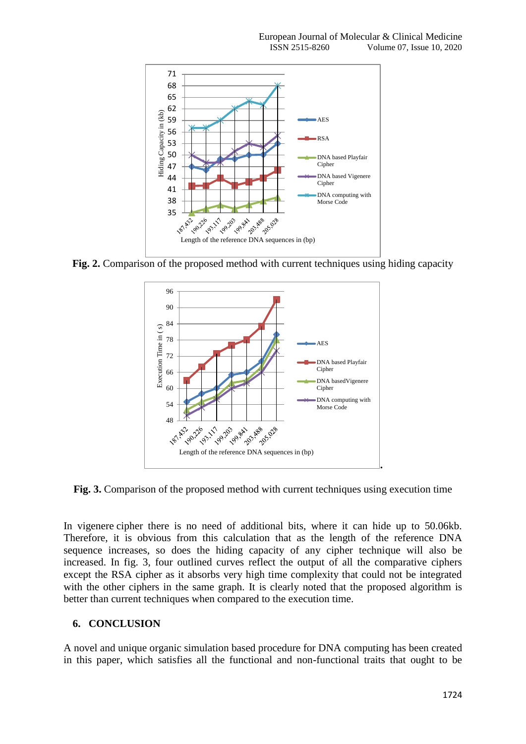Fig. 2. Comparison of the proposed method with current techniques using hiding capacity

Fig. 3. Comparison of the proposed method with current techniques using execution time

In vigenere cipher there is no need of additional bits, where it can hide up to 50.06kb. Therefore, it is obvious from this calculation that as the length of the reference DNA sequence increases, so does the hiding capacity of any cipher technique will also be increased. In fig. 3, four outlined curves reflect the output of all the comparative ciphers except the RSA cipher as it absorbs very high time complexity that could not be integrated with the other ciphers in the same graph. It is clearly noted that the proposed algorithm is better than current techniques when compared to the execution time.

## 6. CONCLUSION

A novel and unique organic simulation based procedure for DNA computing has been created in this paper, which satisfies all the functional and non-functional traits that ought to be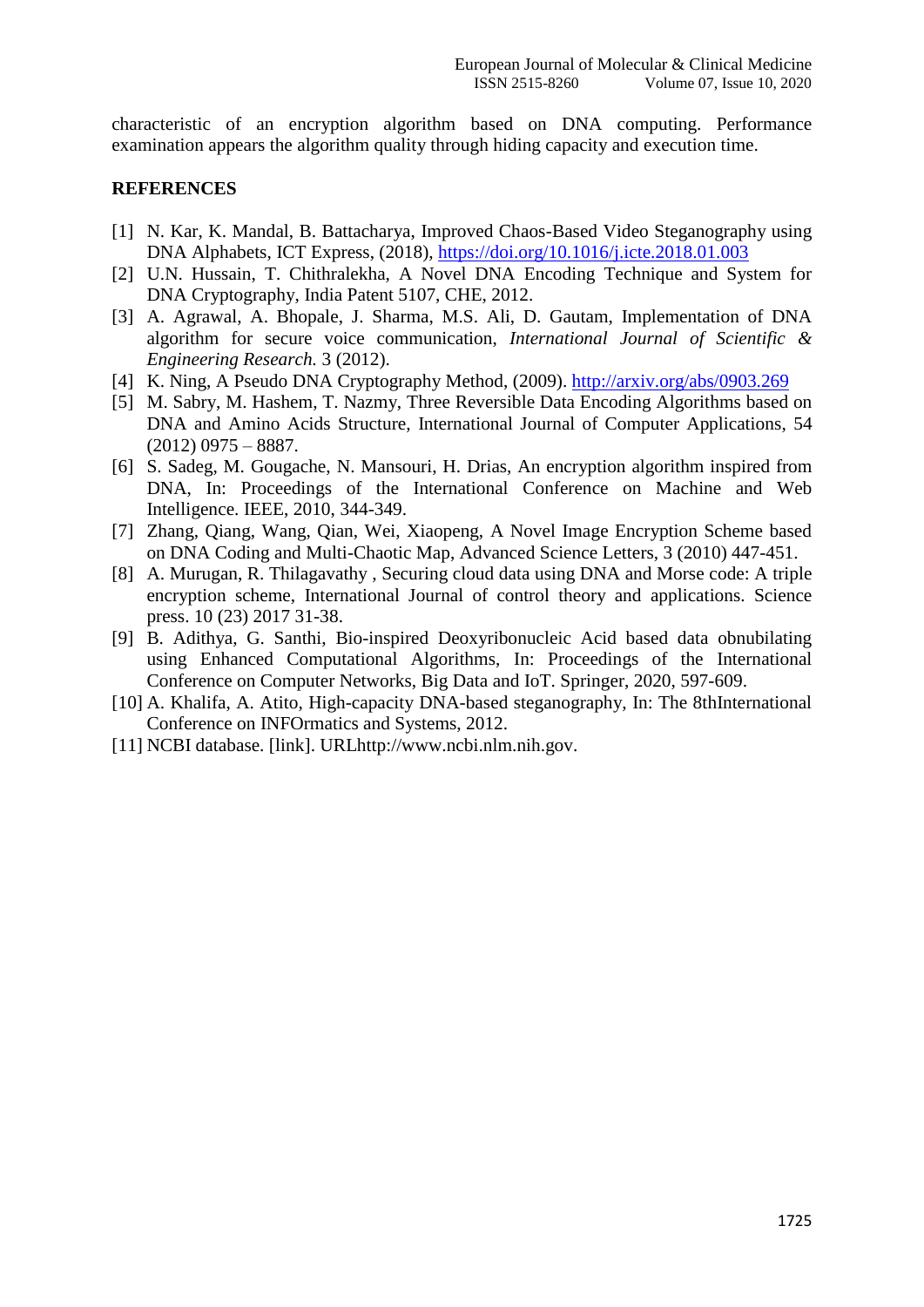characteristic of an encryption algorithm based on DNA computing. Performance examination appears the algorithm quality through hiding capacity and execution time.

## REFERENCES

[1] N. Kar, K. Mandal, B. Battacharya, Improved Chaos-Based Video Steganography using DNA Alphabets, ICT Express, (2018), https://doi.org/10.1016/j.icte.2018.01.003

[2] U.N. Hussain, T. Chithralekha, A Novel DNA Encoding Technique and System for DNA Cryptography, India Patent 5107, CHE, 2012.

[3] A. Agrawal, A. Bhopale, J. Sharma, M.S. Ali, D. Gautam, Implementation of DNA algorithm for secure voice communication, *International Journal of Scientific & Engineering Research.* 3 (2012).

[4] K. Ning, A Pseudo DNA Cryptography Method, (2009). http://arxiv.org/abs/0903.269

[5] M. Sabry, M. Hashem, T. Nazmy, Three Reversible Data Encoding Algorithms based on DNA and Amino Acids Structure, International Journal of Computer Applications, 54 (2012) 0975 – 8887.

[6] S. Sadeg, M. Gougache, N. Mansouri, H. Drias, An encryption algorithm inspired from DNA, In: Proceedings of the International Conference on Machine and Web Intelligence. IEEE, 2010, 344-349.

[7] Zhang, Qiang, Wang, Qian, Wei, Xiaopeng, A Novel Image Encryption Scheme based on DNA Coding and Multi-Chaotic Map, Advanced Science Letters, 3 (2010) 447-451.

[8] A. Murugan, R. Thilagavathy , Securing cloud data using DNA and Morse code: A triple encryption scheme, International Journal of control theory and applications. Science press. 10 (23) 2017 31-38.

[9] B. Adithya, G. Santhi, Bio-inspired Deoxyribonucleic Acid based data obnubilating using Enhanced Computational Algorithms, In: Proceedings of the International Conference on Computer Networks, Big Data and IoT. Springer, 2020, 597-609.

[10] A. Khalifa, A. Atito, High-capacity DNA-based steganography, In: The 8thInternational Conference on INFOrmatics and Systems, 2012.

[11] NCBI database. [link]. URLhttp://www.ncbi.nlm.nih.gov.